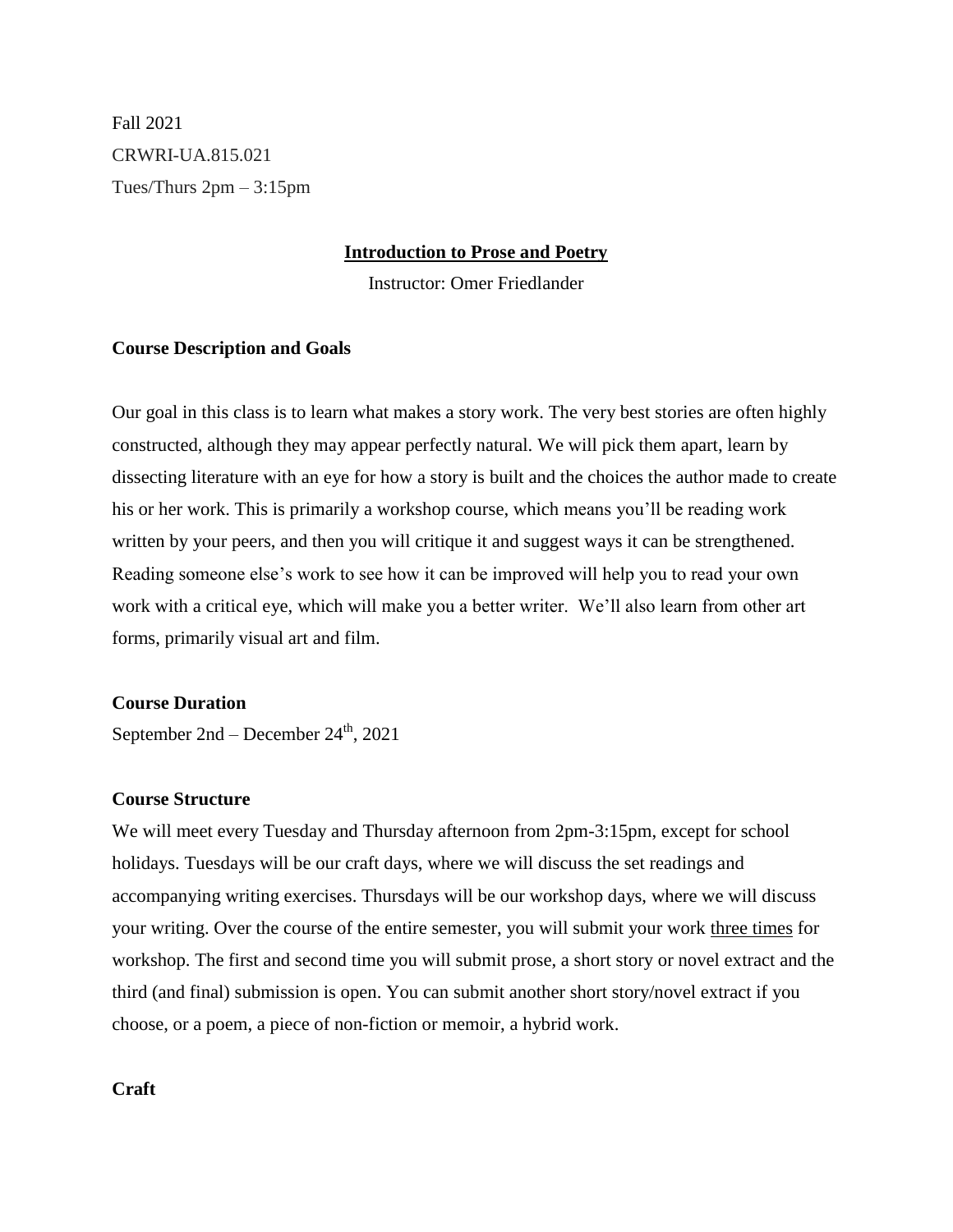Fall 2021
CRWRI-UA.815.021
Tues/Thurs 2pm – 3:15pm

## Introduction to Prose and Poetry

Instructor: Omer Friedlander

### Course Description and Goals

Our goal in this class is to learn what makes a story work. The very best stories are often highly constructed, although they may appear perfectly natural. We will pick them apart, learn by dissecting literature with an eye for how a story is built and the choices the author made to create his or her work. This is primarily a workshop course, which means you'll be reading work written by your peers, and then you will critique it and suggest ways it can be strengthened. Reading someone else's work to see how it can be improved will help you to read your own work with a critical eye, which will make you a better writer. We'll also learn from other art forms, primarily visual art and film.

### Course Duration

September 2nd – December 24th, 2021

### Course Structure

We will meet every Tuesday and Thursday afternoon from 2pm-3:15pm, except for school holidays. Tuesdays will be our craft days, where we will discuss the set readings and accompanying writing exercises. Thursdays will be our workshop days, where we will discuss your writing. Over the course of the entire semester, you will submit your work three times for workshop. The first and second time you will submit prose, a short story or novel extract and the third (and final) submission is open. You can submit another short story/novel extract if you choose, or a poem, a piece of non-fiction or memoir, a hybrid work.

### Craft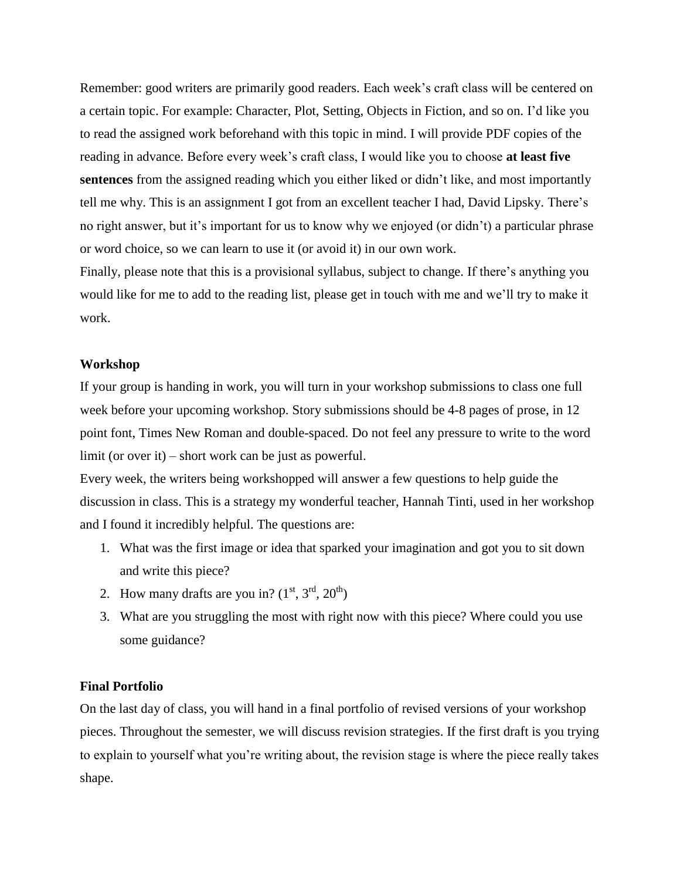Remember: good writers are primarily good readers. Each week's craft class will be centered on a certain topic. For example: Character, Plot, Setting, Objects in Fiction, and so on. I'd like you to read the assigned work beforehand with this topic in mind. I will provide PDF copies of the reading in advance. Before every week's craft class, I would like you to choose **at least five sentences** from the assigned reading which you either liked or didn't like, and most importantly tell me why. This is an assignment I got from an excellent teacher I had, David Lipsky. There's no right answer, but it's important for us to know why we enjoyed (or didn't) a particular phrase or word choice, so we can learn to use it (or avoid it) in our own work.

Finally, please note that this is a provisional syllabus, subject to change. If there's anything you would like for me to add to the reading list, please get in touch with me and we'll try to make it work.

### Workshop

If your group is handing in work, you will turn in your workshop submissions to class one full week before your upcoming workshop. Story submissions should be 4-8 pages of prose, in 12 point font, Times New Roman and double-spaced. Do not feel any pressure to write to the word limit (or over it) – short work can be just as powerful.

Every week, the writers being workshopped will answer a few questions to help guide the discussion in class. This is a strategy my wonderful teacher, Hannah Tinti, used in her workshop and I found it incredibly helpful. The questions are:

1. What was the first image or idea that sparked your imagination and got you to sit down and write this piece?
2. How many drafts are you in? (1st, 3rd, 20th)
3. What are you struggling the most with right now with this piece? Where could you use some guidance?

### Final Portfolio

On the last day of class, you will hand in a final portfolio of revised versions of your workshop pieces. Throughout the semester, we will discuss revision strategies. If the first draft is you trying to explain to yourself what you're writing about, the revision stage is where the piece really takes shape.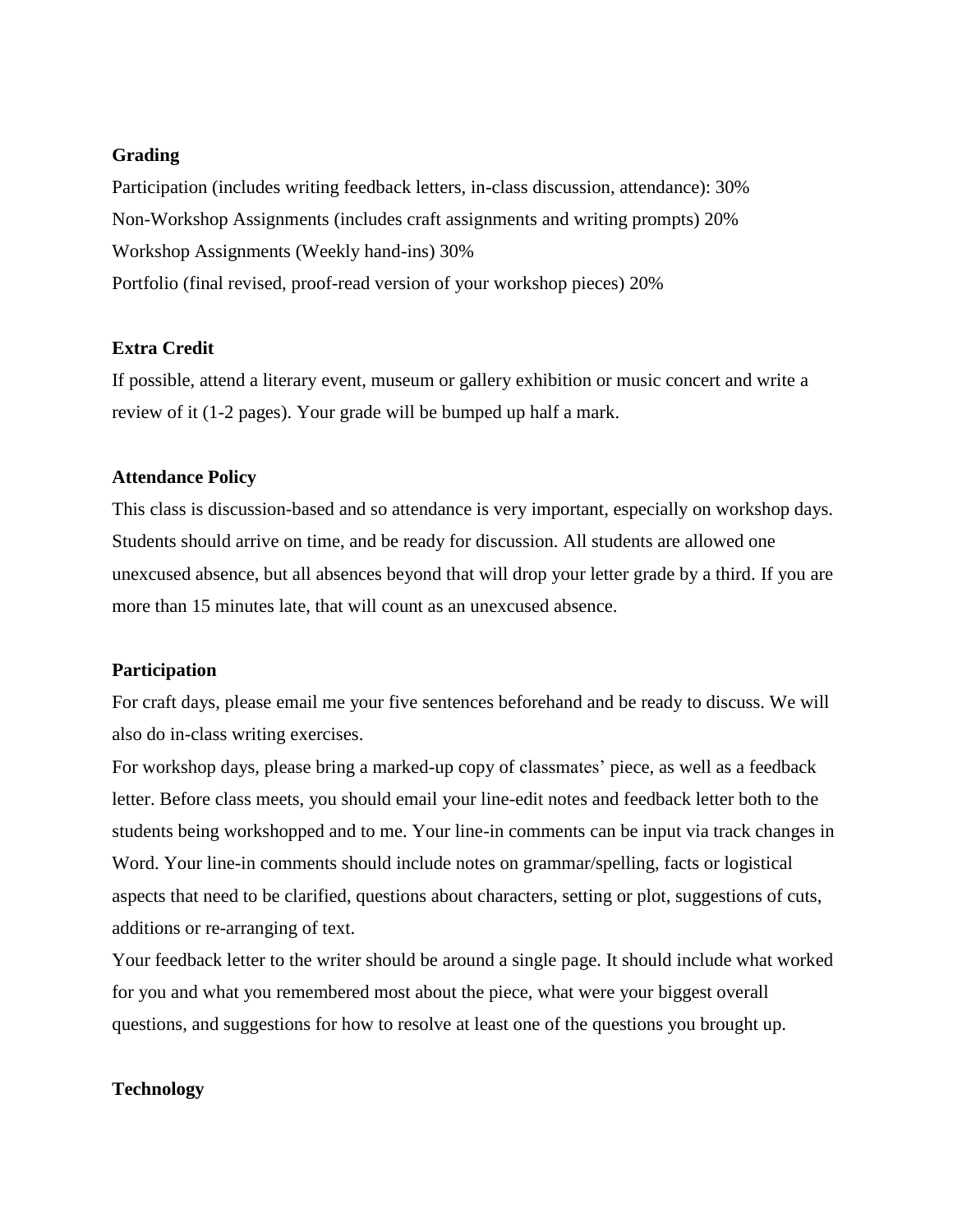**Grading**

Participation (includes writing feedback letters, in-class discussion, attendance): 30%
Non-Workshop Assignments (includes craft assignments and writing prompts) 20%
Workshop Assignments (Weekly hand-ins) 30%
Portfolio (final revised, proof-read version of your workshop pieces) 20%

**Extra Credit**

If possible, attend a literary event, museum or gallery exhibition or music concert and write a review of it (1-2 pages). Your grade will be bumped up half a mark.

**Attendance Policy**

This class is discussion-based and so attendance is very important, especially on workshop days. Students should arrive on time, and be ready for discussion. All students are allowed one unexcused absence, but all absences beyond that will drop your letter grade by a third. If you are more than 15 minutes late, that will count as an unexcused absence.

**Participation**

For craft days, please email me your five sentences beforehand and be ready to discuss. We will also do in-class writing exercises.

For workshop days, please bring a marked-up copy of classmates' piece, as well as a feedback letter. Before class meets, you should email your line-edit notes and feedback letter both to the students being workshopped and to me. Your line-in comments can be input via track changes in Word. Your line-in comments should include notes on grammar/spelling, facts or logistical aspects that need to be clarified, questions about characters, setting or plot, suggestions of cuts, additions or re-arranging of text.

Your feedback letter to the writer should be around a single page. It should include what worked for you and what you remembered most about the piece, what were your biggest overall questions, and suggestions for how to resolve at least one of the questions you brought up.

**Technology**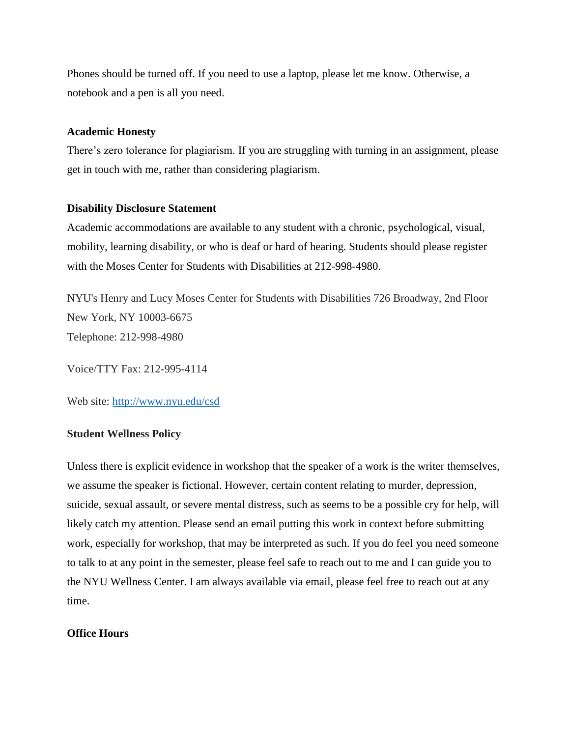Phones should be turned off. If you need to use a laptop, please let me know. Otherwise, a notebook and a pen is all you need.

**Academic Honesty**

There's zero tolerance for plagiarism. If you are struggling with turning in an assignment, please get in touch with me, rather than considering plagiarism.

**Disability Disclosure Statement**

Academic accommodations are available to any student with a chronic, psychological, visual, mobility, learning disability, or who is deaf or hard of hearing. Students should please register with the Moses Center for Students with Disabilities at 212-998-4980.

NYU's Henry and Lucy Moses Center for Students with Disabilities 726 Broadway, 2nd Floor New York, NY 10003-6675
Telephone: 212-998-4980

Voice/TTY Fax: 212-995-4114

Web site: [http://www.nyu.edu/csd](http://www.nyu.edu/csd)

**Student Wellness Policy**

Unless there is explicit evidence in workshop that the speaker of a work is the writer themselves, we assume the speaker is fictional. However, certain content relating to murder, depression, suicide, sexual assault, or severe mental distress, such as seems to be a possible cry for help, will likely catch my attention. Please send an email putting this work in context before submitting work, especially for workshop, that may be interpreted as such. If you do feel you need someone to talk to at any point in the semester, please feel safe to reach out to me and I can guide you to the NYU Wellness Center. I am always available via email, please feel free to reach out at any time.

**Office Hours**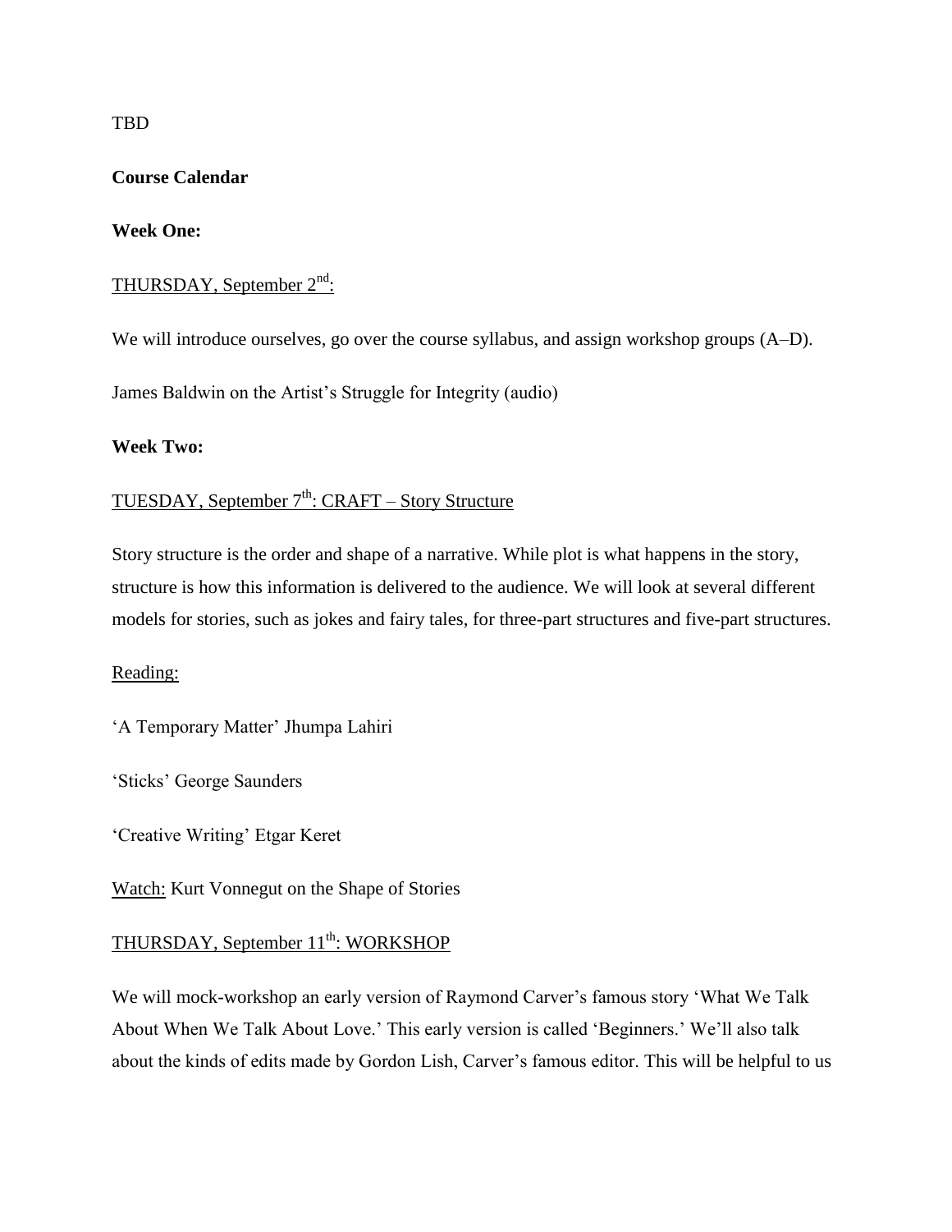TBD

**Course Calendar**

**Week One:**

THURSDAY, September 2nd:

We will introduce ourselves, go over the course syllabus, and assign workshop groups (A–D).

James Baldwin on the Artist's Struggle for Integrity (audio)

**Week Two:**

TUESDAY, September 7th: CRAFT – Story Structure

Story structure is the order and shape of a narrative. While plot is what happens in the story, structure is how this information is delivered to the audience. We will look at several different models for stories, such as jokes and fairy tales, for three-part structures and five-part structures.

Reading:

'A Temporary Matter' Jhumpa Lahiri

'Sticks' George Saunders

'Creative Writing' Etgar Keret

Watch: Kurt Vonnegut on the Shape of Stories

THURSDAY, September 11th: WORKSHOP

We will mock-workshop an early version of Raymond Carver's famous story 'What We Talk About When We Talk About Love.' This early version is called 'Beginners.' We'll also talk about the kinds of edits made by Gordon Lish, Carver's famous editor. This will be helpful to us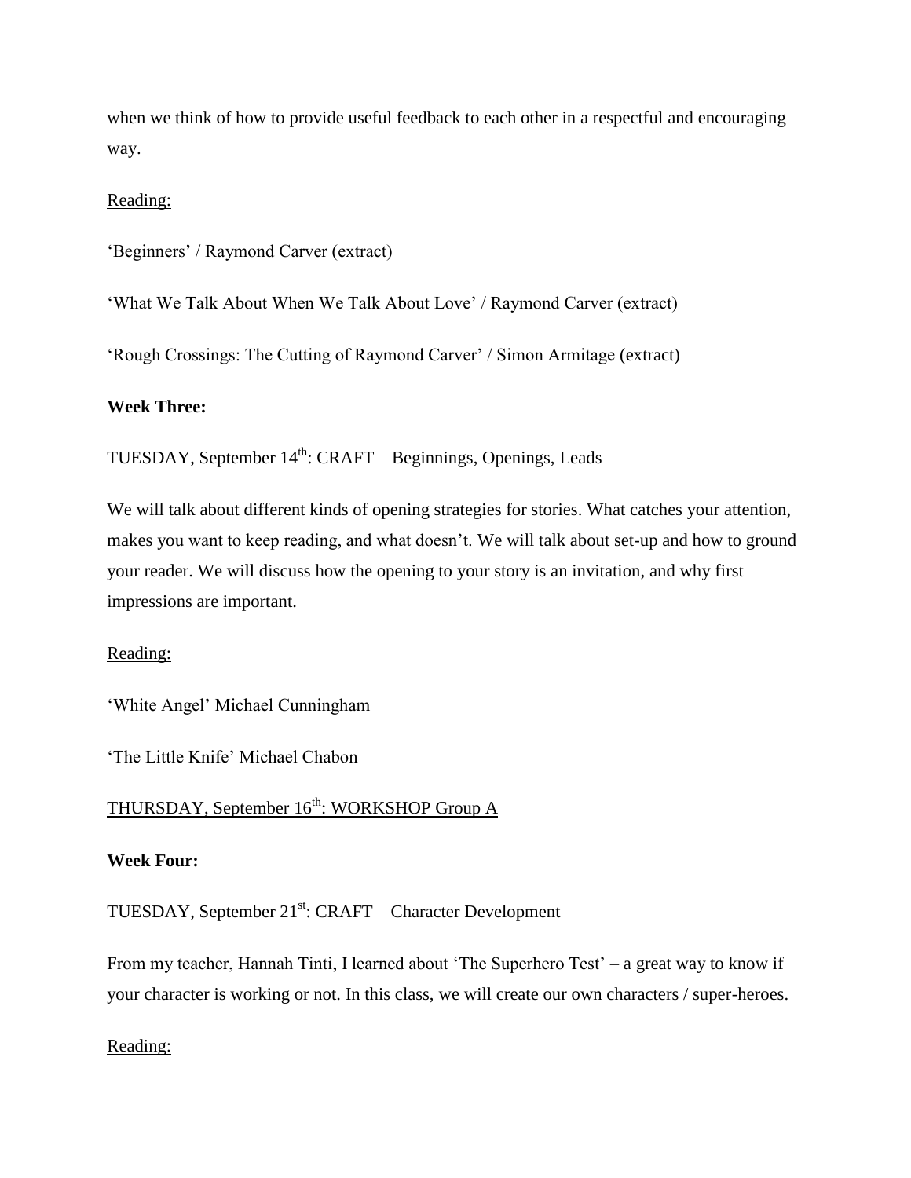when we think of how to provide useful feedback to each other in a respectful and encouraging way.

Reading:

'Beginners' / Raymond Carver (extract)

'What We Talk About When We Talk About Love' / Raymond Carver (extract)

'Rough Crossings: The Cutting of Raymond Carver' / Simon Armitage (extract)

**Week Three:**

TUESDAY, September 14th: CRAFT – Beginnings, Openings, Leads

We will talk about different kinds of opening strategies for stories. What catches your attention, makes you want to keep reading, and what doesn't. We will talk about set-up and how to ground your reader. We will discuss how the opening to your story is an invitation, and why first impressions are important.

Reading:

'White Angel' Michael Cunningham

'The Little Knife' Michael Chabon

THURSDAY, September 16th: WORKSHOP Group A

**Week Four:**

TUESDAY, September 21st: CRAFT – Character Development

From my teacher, Hannah Tinti, I learned about 'The Superhero Test' – a great way to know if your character is working or not. In this class, we will create our own characters / super-heroes.

Reading: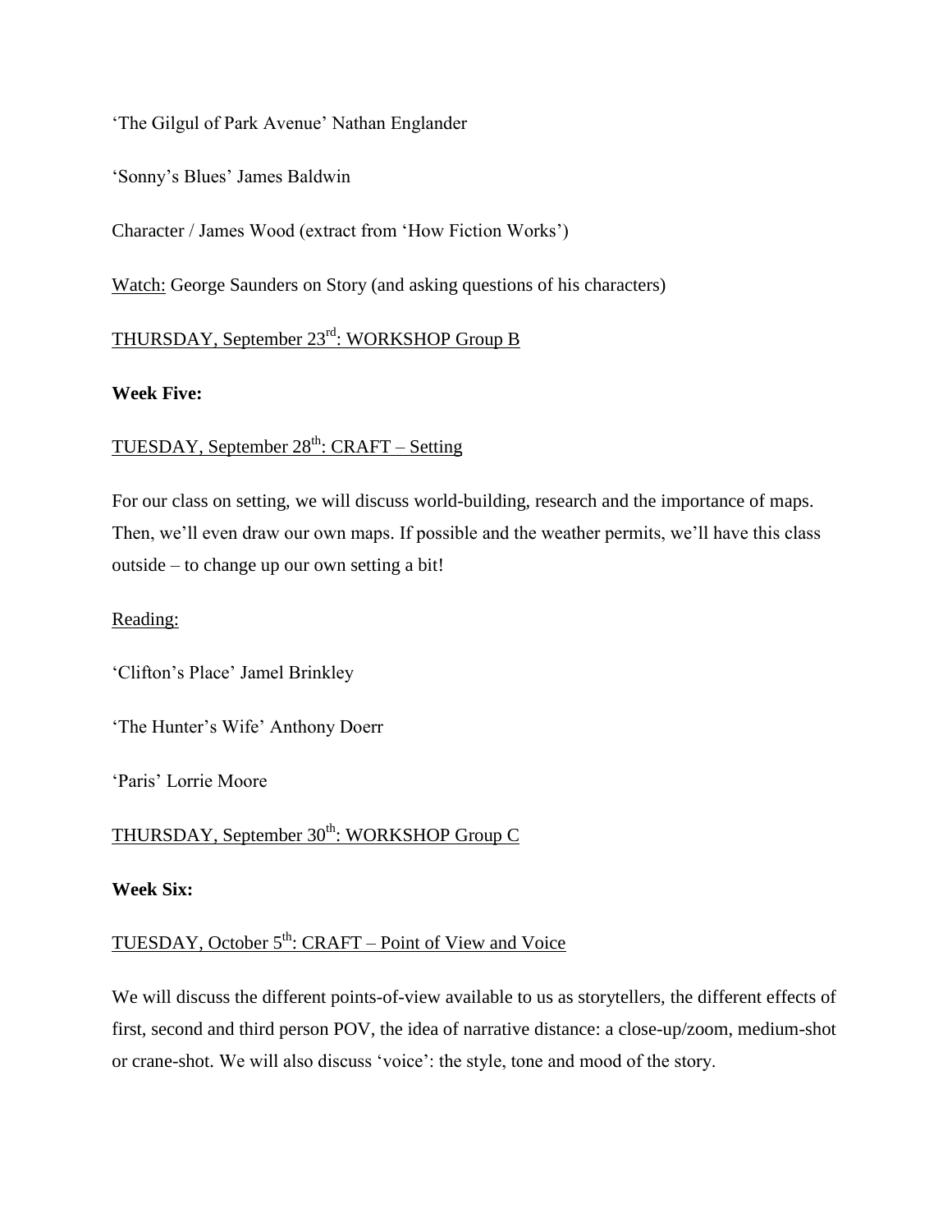'The Gilgul of Park Avenue' Nathan Englander

'Sonny's Blues' James Baldwin

Character / James Wood (extract from 'How Fiction Works')

Watch: George Saunders on Story (and asking questions of his characters)

THURSDAY, September 23rd: WORKSHOP Group B

**Week Five:**

TUESDAY, September 28th: CRAFT – Setting

For our class on setting, we will discuss world-building, research and the importance of maps. Then, we'll even draw our own maps. If possible and the weather permits, we'll have this class outside – to change up our own setting a bit!

Reading:

'Clifton's Place' Jamel Brinkley

'The Hunter's Wife' Anthony Doerr

'Paris' Lorrie Moore

THURSDAY, September 30th: WORKSHOP Group C

**Week Six:**

TUESDAY, October 5th: CRAFT – Point of View and Voice

We will discuss the different points-of-view available to us as storytellers, the different effects of first, second and third person POV, the idea of narrative distance: a close-up/zoom, medium-shot or crane-shot. We will also discuss 'voice': the style, tone and mood of the story.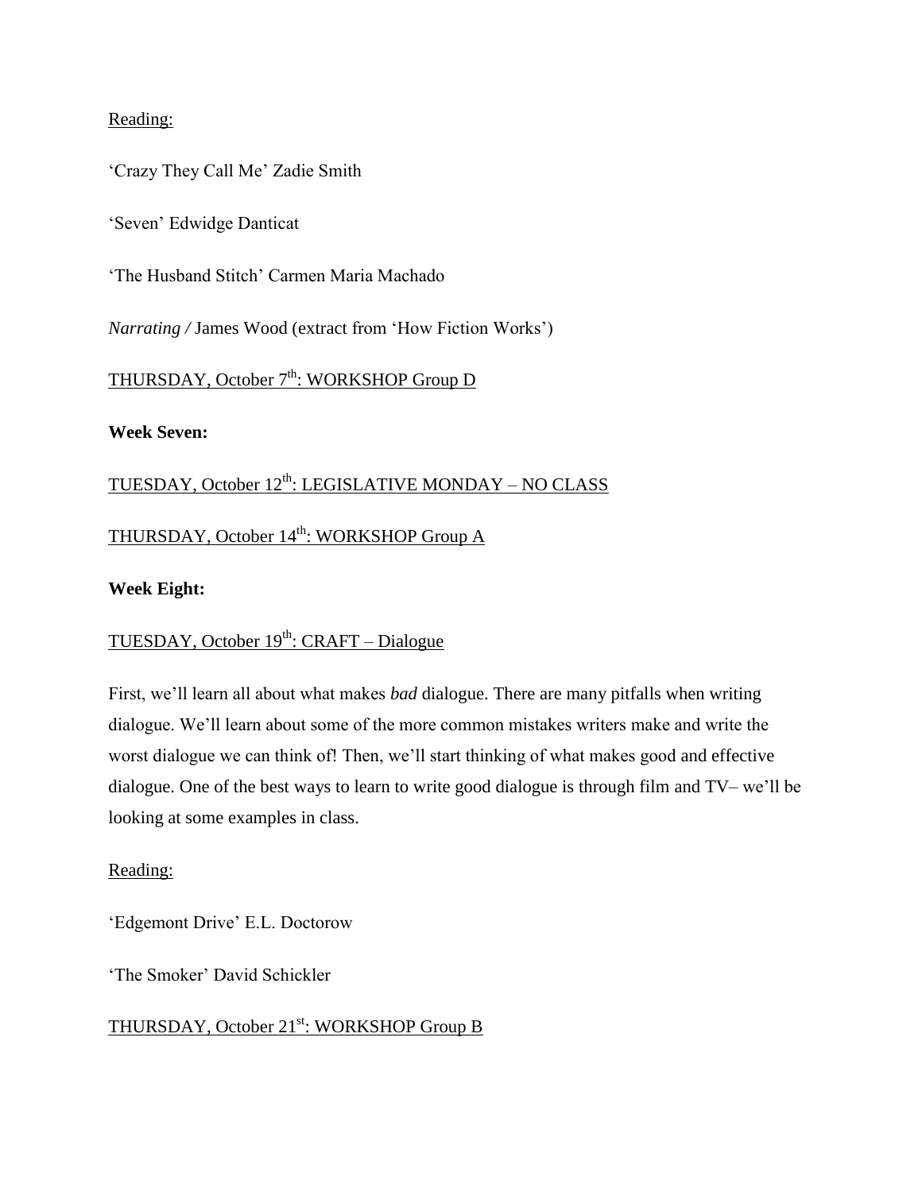Reading:

'Crazy They Call Me' Zadie Smith

'Seven' Edwidge Danticat

'The Husband Stitch' Carmen Maria Machado

*Narrating /* James Wood (extract from 'How Fiction Works')

THURSDAY, October 7th: WORKSHOP Group D

**Week Seven:**

TUESDAY, October 12th: LEGISLATIVE MONDAY – NO CLASS

THURSDAY, October 14th: WORKSHOP Group A

**Week Eight:**

TUESDAY, October 19th: CRAFT – Dialogue

First, we'll learn all about what makes *bad* dialogue. There are many pitfalls when writing dialogue. We'll learn about some of the more common mistakes writers make and write the worst dialogue we can think of! Then, we'll start thinking of what makes good and effective dialogue. One of the best ways to learn to write good dialogue is through film and TV– we'll be looking at some examples in class.

Reading:

'Edgemont Drive' E.L. Doctorow

'The Smoker' David Schickler

THURSDAY, October 21st: WORKSHOP Group B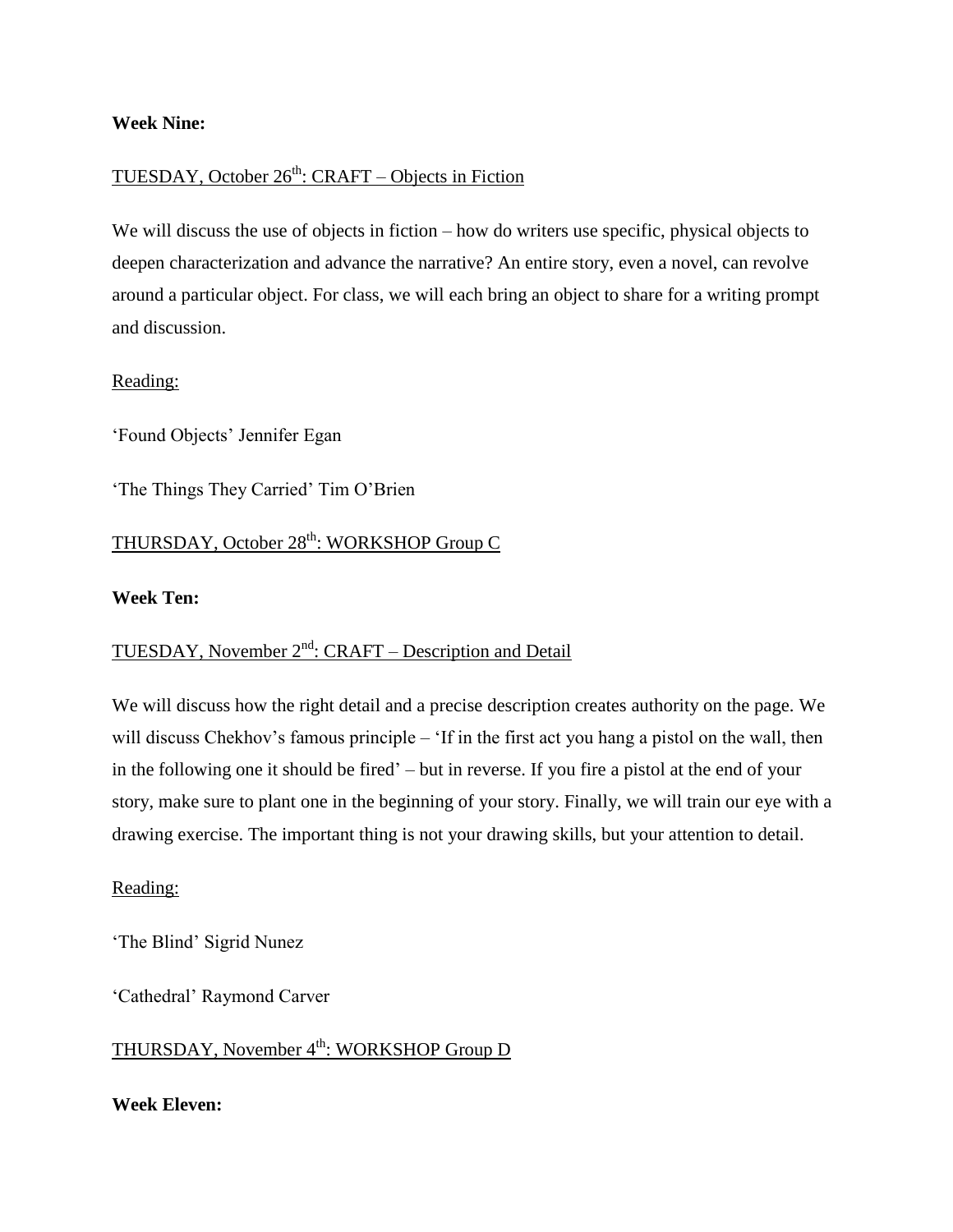**Week Nine:**

<u>TUESDAY, October 26th: CRAFT – Objects in Fiction</u>

We will discuss the use of objects in fiction – how do writers use specific, physical objects to deepen characterization and advance the narrative? An entire story, even a novel, can revolve around a particular object. For class, we will each bring an object to share for a writing prompt and discussion.

<u>Reading:</u>

'Found Objects' Jennifer Egan

'The Things They Carried' Tim O'Brien

<u>THURSDAY, October 28th: WORKSHOP Group C</u>

**Week Ten:**

<u>TUESDAY, November 2nd: CRAFT – Description and Detail</u>

We will discuss how the right detail and a precise description creates authority on the page. We will discuss Chekhov's famous principle – 'If in the first act you hang a pistol on the wall, then in the following one it should be fired' – but in reverse. If you fire a pistol at the end of your story, make sure to plant one in the beginning of your story. Finally, we will train our eye with a drawing exercise. The important thing is not your drawing skills, but your attention to detail.

<u>Reading:</u>

'The Blind' Sigrid Nunez

'Cathedral' Raymond Carver

<u>THURSDAY, November 4th: WORKSHOP Group D</u>

**Week Eleven:**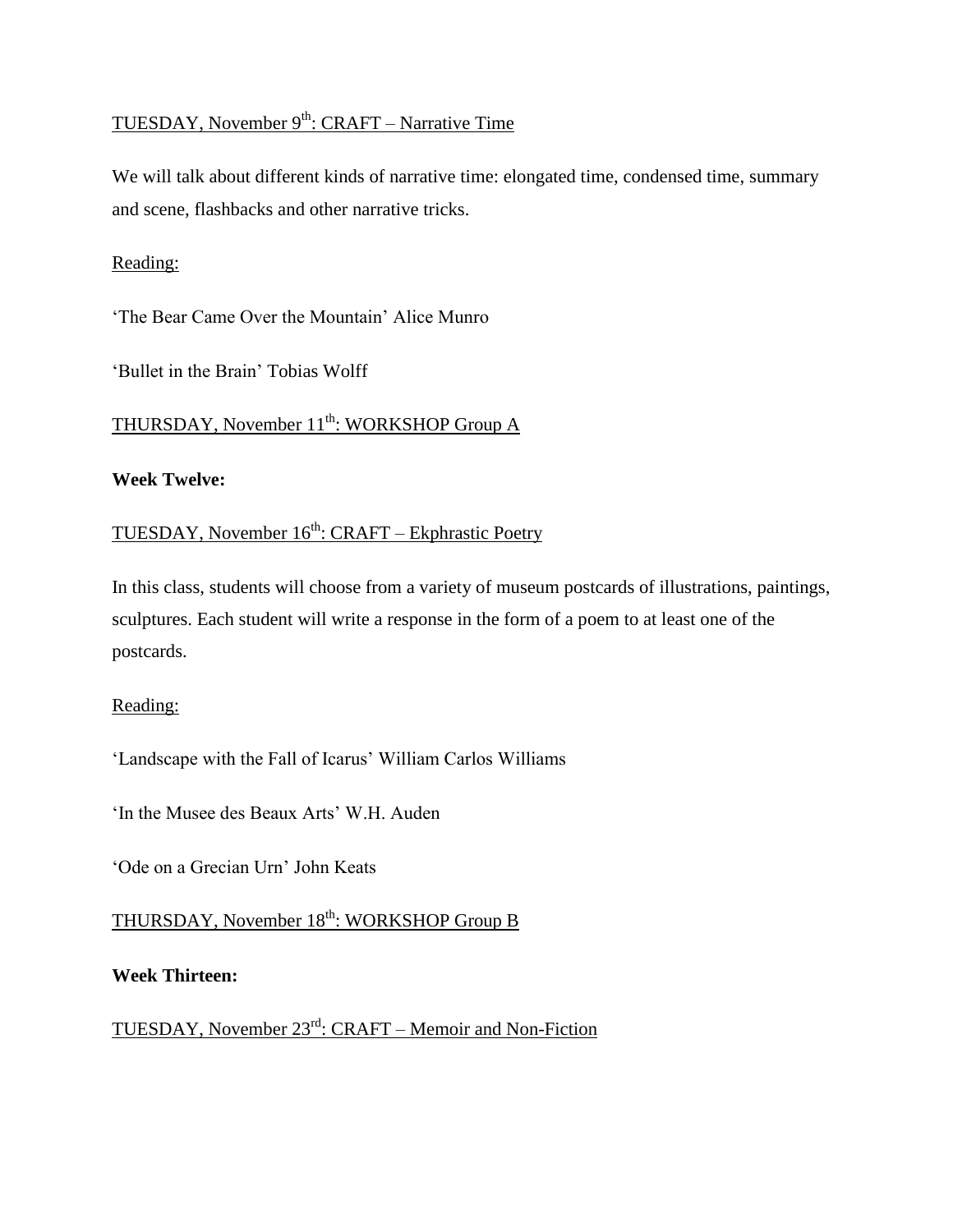<u>TUESDAY, November 9th: CRAFT – Narrative Time</u>

We will talk about different kinds of narrative time: elongated time, condensed time, summary and scene, flashbacks and other narrative tricks.

<u>Reading:</u>

'The Bear Came Over the Mountain' Alice Munro

'Bullet in the Brain' Tobias Wolff

<u>THURSDAY, November 11th: WORKSHOP Group A</u>

**Week Twelve:**

<u>TUESDAY, November 16th: CRAFT – Ekphrastic Poetry</u>

In this class, students will choose from a variety of museum postcards of illustrations, paintings, sculptures. Each student will write a response in the form of a poem to at least one of the postcards.

<u>Reading:</u>

'Landscape with the Fall of Icarus' William Carlos Williams

'In the Musee des Beaux Arts' W.H. Auden

'Ode on a Grecian Urn' John Keats

<u>THURSDAY, November 18th: WORKSHOP Group B</u>

**Week Thirteen:**

<u>TUESDAY, November 23rd: CRAFT – Memoir and Non-Fiction</u>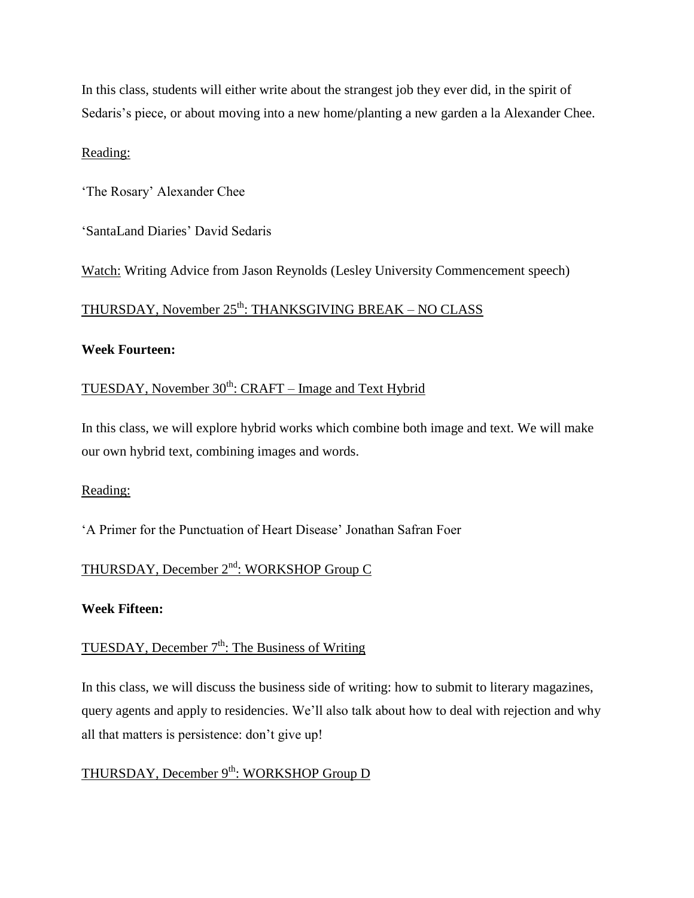In this class, students will either write about the strangest job they ever did, in the spirit of Sedaris's piece, or about moving into a new home/planting a new garden a la Alexander Chee.

Reading:

'The Rosary' Alexander Chee

'SantaLand Diaries' David Sedaris

Watch: Writing Advice from Jason Reynolds (Lesley University Commencement speech)

THURSDAY, November 25th: THANKSGIVING BREAK – NO CLASS

**Week Fourteen:**

TUESDAY, November 30th: CRAFT – Image and Text Hybrid

In this class, we will explore hybrid works which combine both image and text. We will make our own hybrid text, combining images and words.

Reading:

'A Primer for the Punctuation of Heart Disease' Jonathan Safran Foer

THURSDAY, December 2nd: WORKSHOP Group C

**Week Fifteen:**

TUESDAY, December 7th: The Business of Writing

In this class, we will discuss the business side of writing: how to submit to literary magazines, query agents and apply to residencies. We'll also talk about how to deal with rejection and why all that matters is persistence: don't give up!

THURSDAY, December 9th: WORKSHOP Group D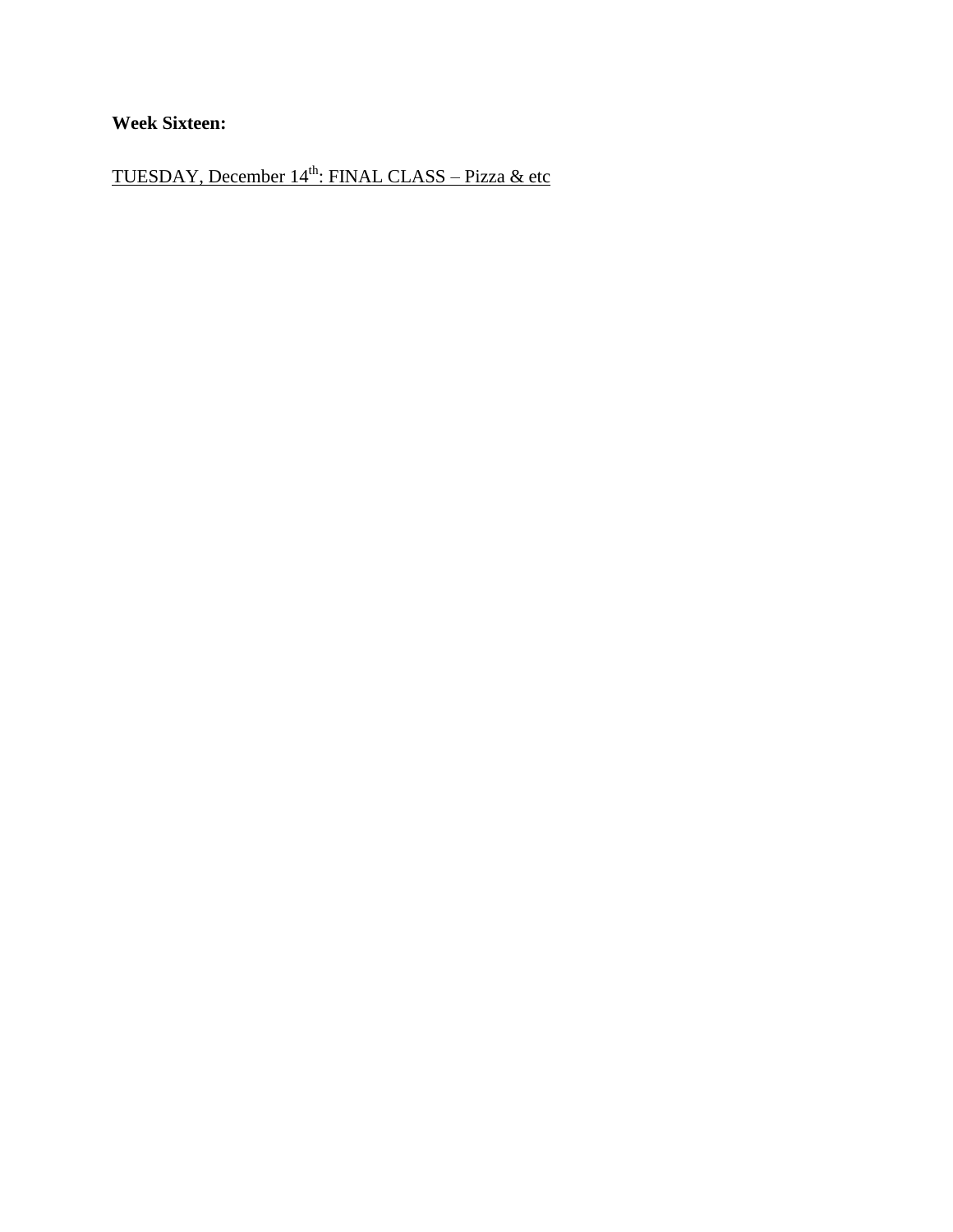**Week Sixteen:**

TUESDAY, December 14th: FINAL CLASS – Pizza & etc